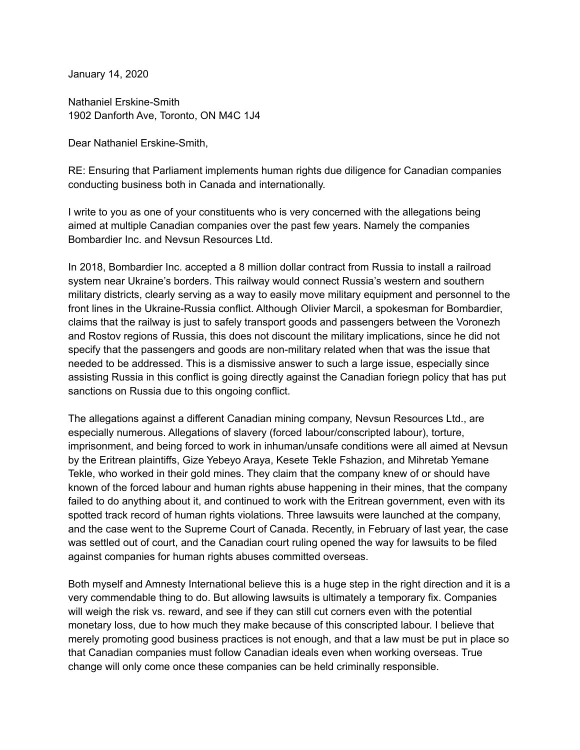January 14, 2020

Nathaniel Erskine-Smith
1902 Danforth Ave, Toronto, ON M4C 1J4

Dear Nathaniel Erskine-Smith,

RE: Ensuring that Parliament implements human rights due diligence for Canadian companies conducting business both in Canada and internationally.

I write to you as one of your constituents who is very concerned with the allegations being aimed at multiple Canadian companies over the past few years. Namely the companies Bombardier Inc. and Nevsun Resources Ltd.

In 2018, Bombardier Inc. accepted a 8 million dollar contract from Russia to install a railroad system near Ukraine's borders. This railway would connect Russia's western and southern military districts, clearly serving as a way to easily move military equipment and personnel to the front lines in the Ukraine-Russia conflict. Although Olivier Marcil, a spokesman for Bombardier, claims that the railway is just to safely transport goods and passengers between the Voronezh and Rostov regions of Russia, this does not discount the military implications, since he did not specify that the passengers and goods are non-military related when that was the issue that needed to be addressed. This is a dismissive answer to such a large issue, especially since assisting Russia in this conflict is going directly against the Canadian foriegn policy that has put sanctions on Russia due to this ongoing conflict.

The allegations against a different Canadian mining company, Nevsun Resources Ltd., are especially numerous. Allegations of slavery (forced labour/conscripted labour), torture, imprisonment, and being forced to work in inhuman/unsafe conditions were all aimed at Nevsun by the Eritrean plaintiffs, Gize Yebeyo Araya, Kesete Tekle Fshazion, and Mihretab Yemane Tekle, who worked in their gold mines. They claim that the company knew of or should have known of the forced labour and human rights abuse happening in their mines, that the company failed to do anything about it, and continued to work with the Eritrean government, even with its spotted track record of human rights violations. Three lawsuits were launched at the company, and the case went to the Supreme Court of Canada. Recently, in February of last year, the case was settled out of court, and the Canadian court ruling opened the way for lawsuits to be filed against companies for human rights abuses committed overseas.

Both myself and Amnesty International believe this is a huge step in the right direction and it is a very commendable thing to do. But allowing lawsuits is ultimately a temporary fix. Companies will weigh the risk vs. reward, and see if they can still cut corners even with the potential monetary loss, due to how much they make because of this conscripted labour. I believe that merely promoting good business practices is not enough, and that a law must be put in place so that Canadian companies must follow Canadian ideals even when working overseas. True change will only come once these companies can be held criminally responsible.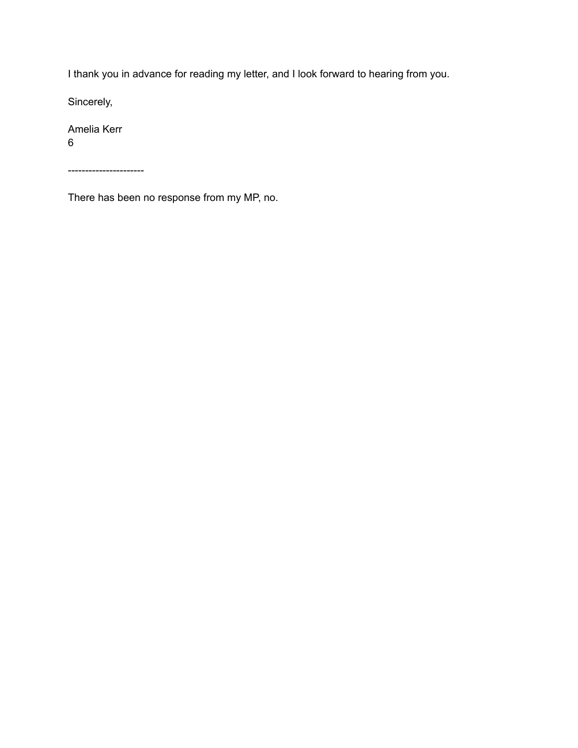I thank you in advance for reading my letter, and I look forward to hearing from you.

Sincerely,

Amelia Kerr
6

----------------------

There has been no response from my MP, no.